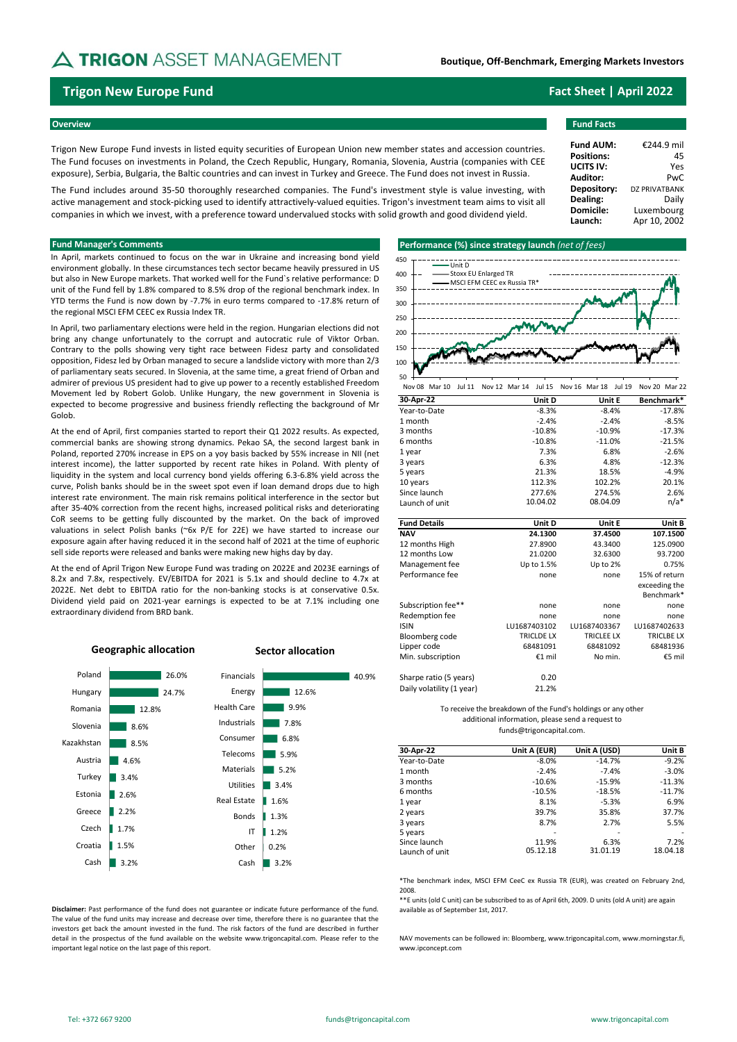# TRIGON ASSET MANAGEMENT

**Boutique, Off-Benchmark, Emerging Markets Investors**

## Trigon New Europe Fund

**Fact Sheet | April 2022**

### Overview

Trigon New Europe Fund invests in listed equity securities of European Union new member states and accession countries. The Fund focuses on investments in Poland, the Czech Republic, Hungary, Romania, Slovenia, Austria (companies with CEE exposure), Serbia, Bulgaria, the Baltic countries and can invest in Turkey and Greece. The Fund does not invest in Russia.

The Fund includes around 35-50 thoroughly researched companies. The Fund's investment style is value investing, with active management and stock-picking used to identify attractively-valued equities. Trigon's investment team aims to visit all companies in which we invest, with a preference toward undervalued stocks with solid growth and good dividend yield.

### Fund Facts

| | |
|---|---|
| **Fund AUM:** | €244.9 mil |
| **Positions:** | 45 |
| **UCITS IV:** | Yes |
| **Auditor:** | PwC |
| **Depository:** | DZ PRIVATBANK |
| **Dealing:** | Daily |
| **Domicile:** | Luxembourg |
| **Launch:** | Apr 10, 2002 |

### Fund Manager's Comments

In April, markets continued to focus on the war in Ukraine and increasing bond yield environment globally. In these circumstances tech sector became heavily pressured in US but also in New Europe markets. That worked well for the Fund`s relative performance: D unit of the Fund fell by 1.8% compared to 8.5% drop of the regional benchmark index. In YTD terms the Fund is now down by -7.7% in euro terms compared to -17.8% return of the regional MSCI EFM CEEC ex Russia Index TR.

In April, two parliamentary elections were held in the region. Hungarian elections did not bring any change unfortunately to the corrupt and autocratic rule of Viktor Orban. Contrary to the polls showing very tight race between Fidesz party and consolidated opposition, Fidesz led by Orban managed to secure a landslide victory with more than 2/3 of parliamentary seats secured. In Slovenia, at the same time, a great friend of Orban and admirer of previous US president had to give up power to a recently established Freedom Movement led by Robert Golob. Unlike Hungary, the new government in Slovenia is expected to become progressive and business friendly reflecting the background of Mr Golob.

At the end of April, first companies started to report their Q1 2022 results. As expected, commercial banks are showing strong dynamics. Pekao SA, the second largest bank in Poland, reported 270% increase in EPS on a yoy basis backed by 55% increase in NII (net interest income), the latter supported by recent rate hikes in Poland. With plenty of liquidity in the system and local currency bond yields offering 6.3-6.8% yield across the curve, Polish banks should be in the sweet spot even if loan demand drops due to high interest rate environment. The main risk remains political interference in the sector but after 35-40% correction from the recent highs, increased political risks and deteriorating CoR seems to be getting fully discounted by the market. On the back of improved valuations in select Polish banks (~6x P/E for 22E) we have started to increase our exposure again after having reduced it in the second half of 2021 at the time of euphoric sell side reports were released and banks were making new highs day by day.

At the end of April Trigon New Europe Fund was trading on 2022E and 2023E earnings of 8.2x and 7.8x, respectively. EV/EBITDA for 2021 is 5.1x and should decline to 4.7x at 2022E. Net debt to EBITDA ratio for the non-banking stocks is at conservative 0.5x. Dividend yield paid on 2021-year earnings is expected to be at 7.1% including one extraordinary dividend from BRD bank.

### Performance (%) since strategy launch *(net of fees)*

Legend: Unit D; Stoxx EU Enlarged TR; MSCI EFM CEEC ex Russia TR*

| 30-Apr-22 | Unit D | Unit E | Benchmark* |
|---|---|---|---|
| Year-to-Date | -8.3% | -8.4% | -17.8% |
| 1 month | -2.4% | -2.4% | -8.5% |
| 3 months | -10.8% | -10.9% | -17.3% |
| 6 months | -10.8% | -11.0% | -21.5% |
| 1 year | 7.3% | 6.8% | -2.6% |
| 3 years | 6.3% | 4.8% | -12.3% |
| 5 years | 21.3% | 18.5% | -4.9% |
| 10 years | 112.3% | 102.2% | 20.1% |
| Since launch | 277.6% | 274.5% | 2.6% |
| Launch of unit | 10.04.02 | 08.04.09 | n/a* |

| Fund Details | Unit D | Unit E | Unit B |
|---|---|---|---|
| **NAV** | **24.1300** | **37.4500** | **107.1500** |
| 12 months High | 27.8900 | 43.3400 | 125.0900 |
| 12 months Low | 21.0200 | 32.6300 | 93.7200 |
| Management fee | Up to 1.5% | Up to 2% | 0.75% |
| Performance fee | none | none | 15% of return exceeding the Benchmark* |
| Subscription fee** | none | none | none |
| Redemption fee | none | none | none |
| ISIN | LU1687403102 | LU1687403367 | LU1687402633 |
| Bloomberg code | TRICLDE LX | TRICLEE LX | TRICLBE LX |
| Lipper code | 68481091 | 68481092 | 68481936 |
| Min. subscription | €1 mil | No min. | €5 mil |
| Sharpe ratio (5 years) | 0.20 | | |
| Daily volatility (1 year) | 21.2% | | |

To receive the breakdown of the Fund's holdings or any other additional information, please send a request to funds@trigoncapital.com.

| 30-Apr-22 | Unit A (EUR) | Unit A (USD) | Unit B |
|---|---|---|---|
| Year-to-Date | -8.0% | -14.7% | -9.2% |
| 1 month | -2.4% | -7.4% | -3.0% |
| 3 months | -10.6% | -15.9% | -11.3% |
| 6 months | -10.5% | -18.5% | -11.7% |
| 1 year | 8.1% | -5.3% | 6.9% |
| 2 years | 39.7% | 35.8% | 37.7% |
| 3 years | 8.7% | 2.7% | 5.5% |
| 5 years | - | - | - |
| Since launch | 11.9% | 6.3% | 7.2% |
| Launch of unit | 05.12.18 | 31.01.19 | 18.04.18 |

### Geographic allocation

| Country | % |
|---|---|
| Poland | 26.0% |
| Hungary | 24.7% |
| Romania | 12.8% |
| Slovenia | 8.6% |
| Kazakhstan | 8.5% |
| Austria | 4.6% |
| Turkey | 3.4% |
| Estonia | 2.6% |
| Greece | 2.2% |
| Czech | 1.7% |
| Croatia | 1.5% |
| Cash | 3.2% |

### Sector allocation

| Sector | % |
|---|---|
| Financials | 40.9% |
| Energy | 12.6% |
| Health Care | 9.9% |
| Industrials | 7.8% |
| Consumer | 6.8% |
| Telecoms | 5.9% |
| Materials | 5.2% |
| Utilities | 3.4% |
| Real Estate | 1.6% |
| Bonds | 1.3% |
| IT | 1.2% |
| Other | 0.2% |
| Cash | 3.2% |

*The benchmark index, MSCI EFM CeeC ex Russia TR (EUR), was created on February 2nd, 2008.

**E units (old C unit) can be subscribed to as of April 6th, 2009. D units (old A unit) are again available as of September 1st, 2017.

NAV movements can be followed in: Bloomberg, www.trigoncapital.com, www.morningstar.fi, www.ipconcept.com

**Disclaimer:** Past performance of the fund does not guarantee or indicate future performance of the fund. The value of the fund units may increase and decrease over time, therefore there is no guarantee that the investors get back the amount invested in the fund. The risk factors of the fund are described in further detail in the prospectus of the fund available on the website www.trigoncapital.com. Please refer to the important legal notice on the last page of this report.

Tel: +372 667 9200 | funds@trigoncapital.com | www.trigoncapital.com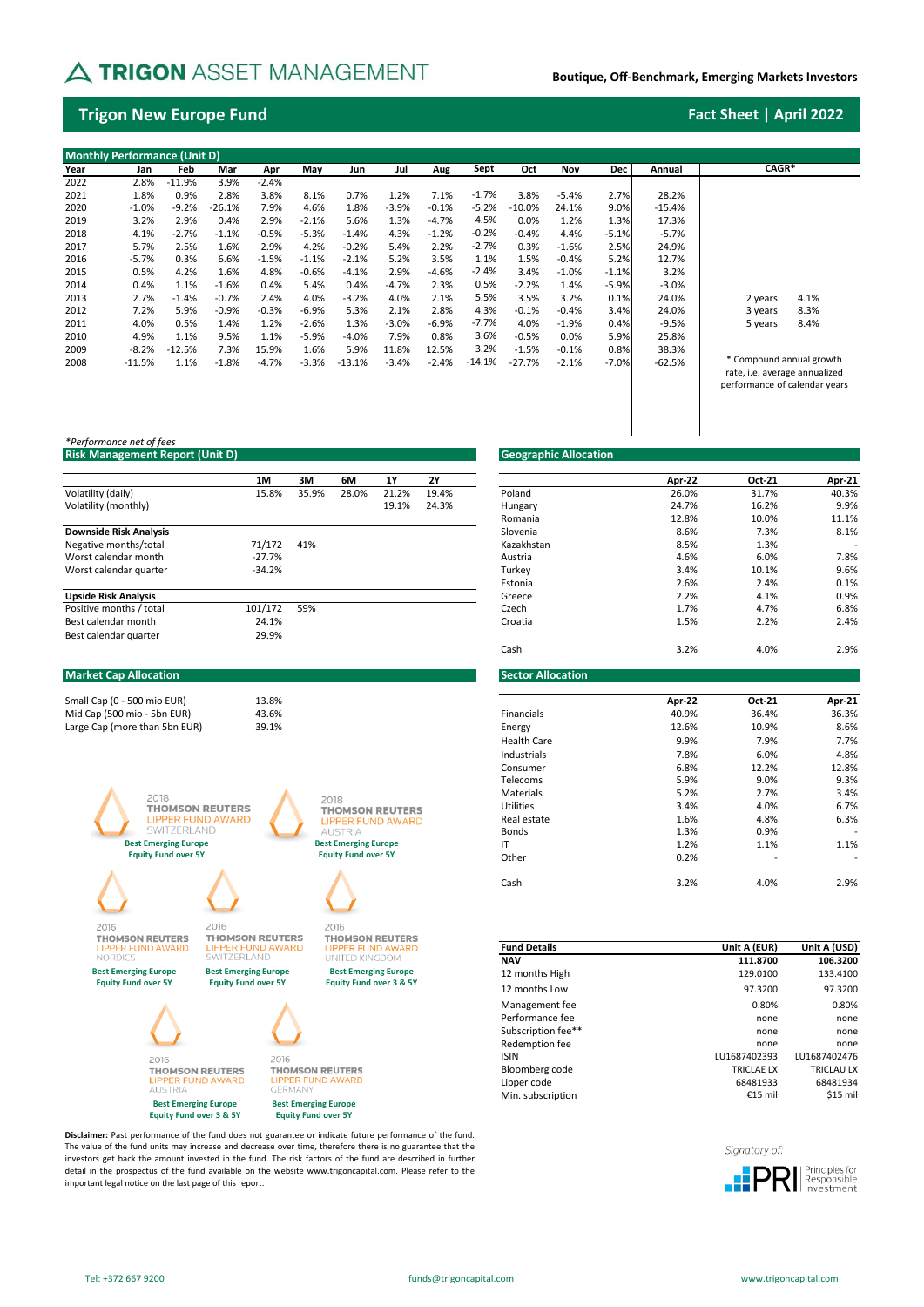# TRIGON ASSET MANAGEMENT

**Boutique, Off-Benchmark, Emerging Markets Investors**

## Trigon New Europe Fund

**Fact Sheet | April 2022**

### Monthly Performance (Unit D)

| Year | Jan | Feb | Mar | Apr | May | Jun | Jul | Aug | Sept | Oct | Nov | Dec | Annual |
|---|---|---|---|---|---|---|---|---|---|---|---|---|---|
| 2022 | 2.8% | -11.9% | 3.9% | -2.4% | | | | | | | | | |
| 2021 | 1.8% | 0.9% | 2.8% | 3.8% | 8.1% | 0.7% | 1.2% | 7.1% | -1.7% | 3.8% | -5.4% | 2.7% | 28.2% |
| 2020 | -1.0% | -9.2% | -26.1% | 7.9% | 4.6% | 1.8% | -3.9% | -0.1% | -5.2% | -10.0% | 24.1% | 9.0% | -15.4% |
| 2019 | 3.2% | 2.9% | 0.4% | 2.9% | -2.1% | 5.6% | 1.3% | -4.7% | 4.5% | 0.0% | 1.2% | 1.3% | 17.3% |
| 2018 | 4.1% | -2.7% | -1.1% | -0.5% | -5.3% | -1.4% | 4.3% | -1.2% | -0.2% | -0.4% | 4.4% | -5.1% | -5.7% |
| 2017 | 5.7% | 2.5% | 1.6% | 2.9% | 4.2% | -0.2% | 5.4% | 2.2% | -2.7% | 0.3% | -1.6% | 2.5% | 24.9% |
| 2016 | -5.7% | 0.3% | 6.6% | -1.5% | -1.1% | -2.1% | 5.2% | 3.5% | 1.1% | 1.5% | -0.4% | 5.2% | 12.7% |
| 2015 | 0.5% | 4.2% | 1.6% | 4.8% | -0.6% | -4.1% | 2.9% | -4.6% | -2.4% | 3.4% | -1.0% | -1.1% | 3.2% |
| 2014 | 0.4% | 1.1% | -1.6% | 0.4% | 5.4% | 0.4% | -4.7% | 2.3% | 0.5% | -2.2% | 1.4% | -5.9% | -3.0% |
| 2013 | 2.7% | -1.4% | -0.7% | 2.4% | 4.0% | -3.2% | 4.0% | 2.1% | 5.5% | 3.5% | 3.2% | 0.1% | 24.0% |
| 2012 | 7.2% | 5.9% | -0.9% | -0.3% | -6.9% | 5.3% | 2.1% | 2.8% | 4.3% | -0.1% | -0.4% | 3.4% | 24.0% |
| 2011 | 4.0% | 0.5% | 1.4% | 1.2% | -2.6% | 1.3% | -3.0% | -6.9% | -7.7% | 4.0% | -1.9% | 0.4% | -9.5% |
| 2010 | 4.9% | 1.1% | 9.5% | 1.1% | -5.9% | -4.0% | 7.9% | 0.8% | 3.6% | -0.5% | 0.0% | 5.9% | 25.8% |
| 2009 | -8.2% | -12.5% | 7.3% | 15.9% | 1.6% | 5.9% | 11.8% | 12.5% | 3.2% | -1.5% | -0.1% | 0.8% | 38.3% |
| 2008 | -11.5% | 1.1% | -1.8% | -4.7% | -3.3% | -13.1% | -3.4% | -2.4% | -14.1% | -27.7% | -2.1% | -7.0% | -62.5% |

| CAGR* | |
|---|---|
| 2 years | 4.1% |
| 3 years | 8.3% |
| 5 years | 8.4% |

\* Compound annual growth rate, i.e. average annualized performance of calendar years

*Performance net of fees

### Risk Management Report (Unit D)

| | 1M | 3M | 6M | 1Y | 2Y |
|---|---|---|---|---|---|
| Volatility (daily) | 15.8% | 35.9% | 28.0% | 21.2% | 19.4% |
| Volatility (monthly) | | | | 19.1% | 24.3% |

| **Downside Risk Analysis** | | |
|---|---|---|
| Negative months/total | 71/172 | 41% |
| Worst calendar month | -27.7% | |
| Worst calendar quarter | -34.2% | |

| **Upside Risk Analysis** | | |
|---|---|---|
| Positive months / total | 101/172 | 59% |
| Best calendar month | 24.1% | |
| Best calendar quarter | 29.9% | |

### Geographic Allocation

| | Apr-22 | Oct-21 | Apr-21 |
|---|---|---|---|
| Poland | 26.0% | 31.7% | 40.3% |
| Hungary | 24.7% | 16.2% | 9.9% |
| Romania | 12.8% | 10.0% | 11.1% |
| Slovenia | 8.6% | 7.3% | 8.1% |
| Kazakhstan | 8.5% | 1.3% | - |
| Austria | 4.6% | 6.0% | 7.8% |
| Turkey | 3.4% | 10.1% | 9.6% |
| Estonia | 2.6% | 2.4% | 0.1% |
| Greece | 2.2% | 4.1% | 0.9% |
| Czech | 1.7% | 4.7% | 6.8% |
| Croatia | 1.5% | 2.2% | 2.4% |
| Cash | 3.2% | 4.0% | 2.9% |

### Market Cap Allocation

| | |
|---|---|
| Small Cap (0 - 500 mio EUR) | 13.8% |
| Mid Cap (500 mio - 5bn EUR) | 43.6% |
| Large Cap (more than 5bn EUR) | 39.1% |

### Sector Allocation

| | Apr-22 | Oct-21 | Apr-21 |
|---|---|---|---|
| Financials | 40.9% | 36.4% | 36.3% |
| Energy | 12.6% | 10.9% | 8.6% |
| Health Care | 9.9% | 7.9% | 7.7% |
| Industrials | 7.8% | 6.0% | 4.8% |
| Consumer | 6.8% | 12.2% | 12.8% |
| Telecoms | 5.9% | 9.0% | 9.3% |
| Materials | 5.2% | 2.7% | 3.4% |
| Utilities | 3.4% | 4.0% | 6.7% |
| Real estate | 1.6% | 4.8% | 6.3% |
| Bonds | 1.3% | 0.9% | - |
| IT | 1.2% | 1.1% | 1.1% |
| Other | 0.2% | - | - |
| Cash | 3.2% | 4.0% | 2.9% |

2018 THOMSON REUTERS LIPPER FUND AWARD SWITZERLAND — Best Emerging Europe Equity Fund over 5Y

2018 THOMSON REUTERS LIPPER FUND AWARD AUSTRIA — Best Emerging Europe Equity Fund over 5Y

2016 THOMSON REUTERS LIPPER FUND AWARD NORDICS — Best Emerging Europe Equity Fund over 5Y

2016 THOMSON REUTERS LIPPER FUND AWARD SWITZERLAND — Best Emerging Europe Equity Fund over 5Y

2016 THOMSON REUTERS LIPPER FUND AWARD UNITED KINGDOM — Best Emerging Europe Equity Fund over 3 & 5Y

2016 THOMSON REUTERS LIPPER FUND AWARD AUSTRIA — Best Emerging Europe Equity Fund over 3 & 5Y

2016 THOMSON REUTERS LIPPER FUND AWARD GERMANY — Best Emerging Europe Equity Fund over 5Y

### Fund Details

| Fund Details | Unit A (EUR) | Unit A (USD) |
|---|---|---|
| **NAV** | **111.8700** | **106.3200** |
| 12 months High | 129.0100 | 133.4100 |
| 12 months Low | 97.3200 | 97.3200 |
| Management fee | 0.80% | 0.80% |
| Performance fee | none | none |
| Subscription fee** | none | none |
| Redemption fee | none | none |
| ISIN | LU1687402393 | LU1687402476 |
| Bloomberg code | TRICLAE LX | TRICLAU LX |
| Lipper code | 68481933 | 68481934 |
| Min. subscription | €15 mil | $15 mil |

**Disclaimer:** Past performance of the fund does not guarantee or indicate future performance of the fund. The value of the fund units may increase and decrease over time, therefore there is no guarantee that the investors get back the amount invested in the fund. The risk factors of the fund are described in further detail in the prospectus of the fund available on the website www.trigoncapital.com. Please refer to the important legal notice on the last page of this report.

Signatory of: PRI Principles for Responsible Investment

Tel: +372 667 9200 | funds@trigoncapital.com | www.trigoncapital.com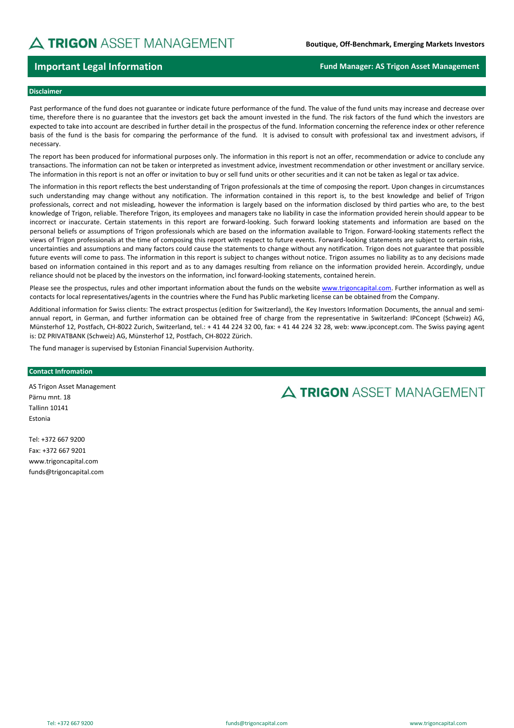# Important Legal Information

Fund Manager: AS Trigon Asset Management

## Disclaimer

Past performance of the fund does not guarantee or indicate future performance of the fund. The value of the fund units may increase and decrease over time, therefore there is no guarantee that the investors get back the amount invested in the fund. The risk factors of the fund which the investors are expected to take into account are described in further detail in the prospectus of the fund. Information concerning the reference index or other reference basis of the fund is the basis for comparing the performance of the fund. It is advised to consult with professional tax and investment advisors, if necessary.

The report has been produced for informational purposes only. The information in this report is not an offer, recommendation or advice to conclude any transactions. The information can not be taken or interpreted as investment advice, investment recommendation or other investment or ancillary service. The information in this report is not an offer or invitation to buy or sell fund units or other securities and it can not be taken as legal or tax advice.

The information in this report reflects the best understanding of Trigon professionals at the time of composing the report. Upon changes in circumstances such understanding may change without any notification. The information contained in this report is, to the best knowledge and belief of Trigon professionals, correct and not misleading, however the information is largely based on the information disclosed by third parties who are, to the best knowledge of Trigon, reliable. Therefore Trigon, its employees and managers take no liability in case the information provided herein should appear to be incorrect or inaccurate. Certain statements in this report are forward-looking. Such forward looking statements and information are based on the personal beliefs or assumptions of Trigon professionals which are based on the information available to Trigon. Forward-looking statements reflect the views of Trigon professionals at the time of composing this report with respect to future events. Forward-looking statements are subject to certain risks, uncertainties and assumptions and many factors could cause the statements to change without any notification. Trigon does not guarantee that possible future events will come to pass. The information in this report is subject to changes without notice. Trigon assumes no liability as to any decisions made based on information contained in this report and as to any damages resulting from reliance on the information provided herein. Accordingly, undue reliance should not be placed by the investors on the information, incl forward-looking statements, contained herein.

Please see the prospectus, rules and other important information about the funds on the website www.trigoncapital.com. Further information as well as contacts for local representatives/agents in the countries where the Fund has Public marketing license can be obtained from the Company.

Additional information for Swiss clients: The extract prospectus (edition for Switzerland), the Key Investors Information Documents, the annual and semi-annual report, in German, and further information can be obtained free of charge from the representative in Switzerland: IPConcept (Schweiz) AG, Münsterhof 12, Postfach, CH-8022 Zurich, Switzerland, tel.: + 41 44 224 32 00, fax: + 41 44 224 32 28, web: www.ipconcept.com. The Swiss paying agent is: DZ PRIVATBANK (Schweiz) AG, Münsterhof 12, Postfach, CH-8022 Zürich.

The fund manager is supervised by Estonian Financial Supervision Authority.

## Contact Infromation

AS Trigon Asset Management
Pärnu mnt. 18
Tallinn 10141
Estonia

Tel: +372 667 9200
Fax: +372 667 9201
www.trigoncapital.com
funds@trigoncapital.com

TRIGON ASSET MANAGEMENT